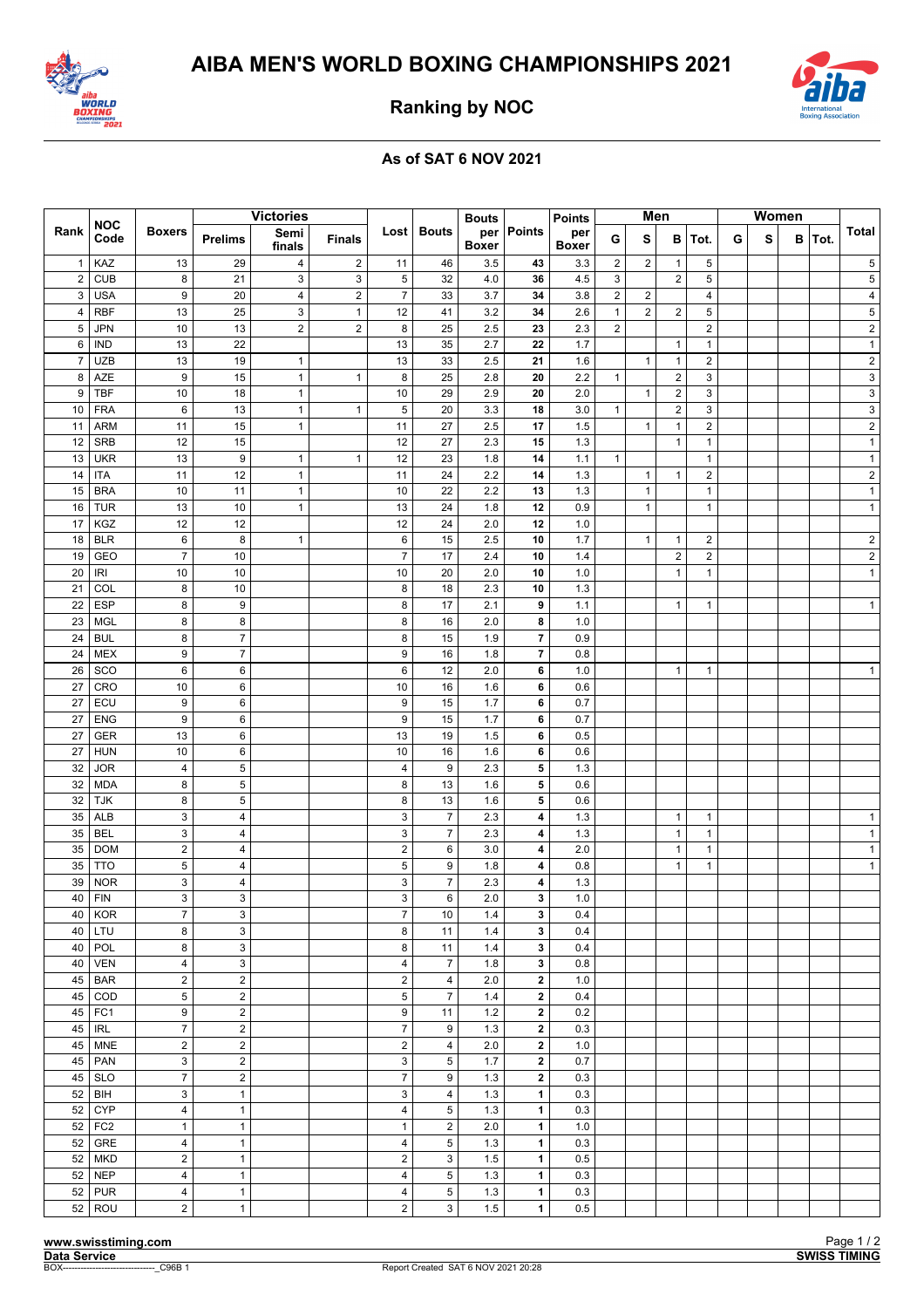# AIBA MEN'S WORLD BOXING CHAMPIONSHIPS 2021

## Ranking by NOC

### As of SAT 6 NOV 2021

| Rank | NOC Code | Boxers | Victories | | | Lost | Bouts | Bouts per Boxer | Points | Points per Boxer | Men | | | | Women | | | | Total |
|---|---|---|---|---|---|---|---|---|---|---|---|---|---|---|---|---|---|---|---|
| | | | Prelims | Semi finals | Finals | | | | | | G | S | B | Tot. | G | S | B | Tot. | |
| 1 | KAZ | 13 | 29 | 4 | 2 | 11 | 46 | 3.5 | **43** | 3.3 | 2 | 2 | 1 | 5 | | | | | 5 |
| 2 | CUB | 8 | 21 | 3 | 3 | 5 | 32 | 4.0 | **36** | 4.5 | 3 | | 2 | 5 | | | | | 5 |
| 3 | USA | 9 | 20 | 4 | 2 | 7 | 33 | 3.7 | **34** | 3.8 | 2 | 2 | | 4 | | | | | 4 |
| 4 | RBF | 13 | 25 | 3 | 1 | 12 | 41 | 3.2 | **34** | 2.6 | 1 | 2 | 2 | 5 | | | | | 5 |
| 5 | JPN | 10 | 13 | 2 | 2 | 8 | 25 | 2.5 | **23** | 2.3 | 2 | | | 2 | | | | | 2 |
| 6 | IND | 13 | 22 | | | 13 | 35 | 2.7 | **22** | 1.7 | | | 1 | 1 | | | | | 1 |
| 7 | UZB | 13 | 19 | 1 | | 13 | 33 | 2.5 | **21** | 1.6 | | 1 | 1 | 2 | | | | | 2 |
| 8 | AZE | 9 | 15 | 1 | 1 | 8 | 25 | 2.8 | **20** | 2.2 | 1 | | 2 | 3 | | | | | 3 |
| 9 | TBF | 10 | 18 | 1 | | 10 | 29 | 2.9 | **20** | 2.0 | | 1 | 2 | 3 | | | | | 3 |
| 10 | FRA | 6 | 13 | 1 | 1 | 5 | 20 | 3.3 | **18** | 3.0 | 1 | | 2 | 3 | | | | | 3 |
| 11 | ARM | 11 | 15 | 1 | | 11 | 27 | 2.5 | **17** | 1.5 | | 1 | 1 | 2 | | | | | 2 |
| 12 | SRB | 12 | 15 | | | 12 | 27 | 2.3 | **15** | 1.3 | | | 1 | 1 | | | | | 1 |
| 13 | UKR | 13 | 9 | 1 | 1 | 12 | 23 | 1.8 | **14** | 1.1 | 1 | | | 1 | | | | | 1 |
| 14 | ITA | 11 | 12 | 1 | | 11 | 24 | 2.2 | **14** | 1.3 | | 1 | 1 | 2 | | | | | 2 |
| 15 | BRA | 10 | 11 | 1 | | 10 | 22 | 2.2 | **13** | 1.3 | | 1 | | 1 | | | | | 1 |
| 16 | TUR | 13 | 10 | 1 | | 13 | 24 | 1.8 | **12** | 0.9 | | 1 | | 1 | | | | | 1 |
| 17 | KGZ | 12 | 12 | | | 12 | 24 | 2.0 | **12** | 1.0 | | | | | | | | | |
| 18 | BLR | 6 | 8 | 1 | | 6 | 15 | 2.5 | **10** | 1.7 | | 1 | 1 | 2 | | | | | 2 |
| 19 | GEO | 7 | 10 | | | 7 | 17 | 2.4 | **10** | 1.4 | | | 2 | 2 | | | | | 2 |
| 20 | IRI | 10 | 10 | | | 10 | 20 | 2.0 | **10** | 1.0 | | | 1 | 1 | | | | | 1 |
| 21 | COL | 8 | 10 | | | 8 | 18 | 2.3 | **10** | 1.3 | | | | | | | | | |
| 22 | ESP | 8 | 9 | | | 8 | 17 | 2.1 | **9** | 1.1 | | | 1 | 1 | | | | | 1 |
| 23 | MGL | 8 | 8 | | | 8 | 16 | 2.0 | **8** | 1.0 | | | | | | | | | |
| 24 | BUL | 8 | 7 | | | 8 | 15 | 1.9 | **7** | 0.9 | | | | | | | | | |
| 24 | MEX | 9 | 7 | | | 9 | 16 | 1.8 | **7** | 0.8 | | | | | | | | | |
| 26 | SCO | 6 | 6 | | | 6 | 12 | 2.0 | **6** | 1.0 | | | 1 | 1 | | | | | 1 |
| 27 | CRO | 10 | 6 | | | 10 | 16 | 1.6 | **6** | 0.6 | | | | | | | | | |
| 27 | ECU | 9 | 6 | | | 9 | 15 | 1.7 | **6** | 0.7 | | | | | | | | | |
| 27 | ENG | 9 | 6 | | | 9 | 15 | 1.7 | **6** | 0.7 | | | | | | | | | |
| 27 | GER | 13 | 6 | | | 13 | 19 | 1.5 | **6** | 0.5 | | | | | | | | | |
| 27 | HUN | 10 | 6 | | | 10 | 16 | 1.6 | **6** | 0.6 | | | | | | | | | |
| 32 | JOR | 4 | 5 | | | 4 | 9 | 2.3 | **5** | 1.3 | | | | | | | | | |
| 32 | MDA | 8 | 5 | | | 8 | 13 | 1.6 | **5** | 0.6 | | | | | | | | | |
| 32 | TJK | 8 | 5 | | | 8 | 13 | 1.6 | **5** | 0.6 | | | | | | | | | |
| 35 | ALB | 3 | 4 | | | 3 | 7 | 2.3 | **4** | 1.3 | | | 1 | 1 | | | | | 1 |
| 35 | BEL | 3 | 4 | | | 3 | 7 | 2.3 | **4** | 1.3 | | | 1 | 1 | | | | | 1 |
| 35 | DOM | 2 | 4 | | | 2 | 6 | 3.0 | **4** | 2.0 | | | 1 | 1 | | | | | 1 |
| 35 | TTO | 5 | 4 | | | 5 | 9 | 1.8 | **4** | 0.8 | | | 1 | 1 | | | | | 1 |
| 39 | NOR | 3 | 4 | | | 3 | 7 | 2.3 | **4** | 1.3 | | | | | | | | | |
| 40 | FIN | 3 | 3 | | | 3 | 6 | 2.0 | **3** | 1.0 | | | | | | | | | |
| 40 | KOR | 7 | 3 | | | 7 | 10 | 1.4 | **3** | 0.4 | | | | | | | | | |
| 40 | LTU | 8 | 3 | | | 8 | 11 | 1.4 | **3** | 0.4 | | | | | | | | | |
| 40 | POL | 8 | 3 | | | 8 | 11 | 1.4 | **3** | 0.4 | | | | | | | | | |
| 40 | VEN | 4 | 3 | | | 4 | 7 | 1.8 | **3** | 0.8 | | | | | | | | | |
| 45 | BAR | 2 | 2 | | | 2 | 4 | 2.0 | **2** | 1.0 | | | | | | | | | |
| 45 | COD | 5 | 2 | | | 5 | 7 | 1.4 | **2** | 0.4 | | | | | | | | | |
| 45 | FC1 | 9 | 2 | | | 9 | 11 | 1.2 | **2** | 0.2 | | | | | | | | | |
| 45 | IRL | 7 | 2 | | | 7 | 9 | 1.3 | **2** | 0.3 | | | | | | | | | |
| 45 | MNE | 2 | 2 | | | 2 | 4 | 2.0 | **2** | 1.0 | | | | | | | | | |
| 45 | PAN | 3 | 2 | | | 3 | 5 | 1.7 | **2** | 0.7 | | | | | | | | | |
| 45 | SLO | 7 | 2 | | | 7 | 9 | 1.3 | **2** | 0.3 | | | | | | | | | |
| 52 | BIH | 3 | 1 | | | 3 | 4 | 1.3 | **1** | 0.3 | | | | | | | | | |
| 52 | CYP | 4 | 1 | | | 4 | 5 | 1.3 | **1** | 0.3 | | | | | | | | | |
| 52 | FC2 | 1 | 1 | | | 1 | 2 | 2.0 | **1** | 1.0 | | | | | | | | | |
| 52 | GRE | 4 | 1 | | | 4 | 5 | 1.3 | **1** | 0.3 | | | | | | | | | |
| 52 | MKD | 2 | 1 | | | 2 | 3 | 1.5 | **1** | 0.5 | | | | | | | | | |
| 52 | NEP | 4 | 1 | | | 4 | 5 | 1.3 | **1** | 0.3 | | | | | | | | | |
| 52 | PUR | 4 | 1 | | | 4 | 5 | 1.3 | **1** | 0.3 | | | | | | | | | |
| 52 | ROU | 2 | 1 | | | 2 | 3 | 1.5 | **1** | 0.5 | | | | | | | | | |

www.swisstiming.com

Data Service

SWISS TIMING

BOX------------------------------_C96B 1

Report Created SAT 6 NOV 2021 20:28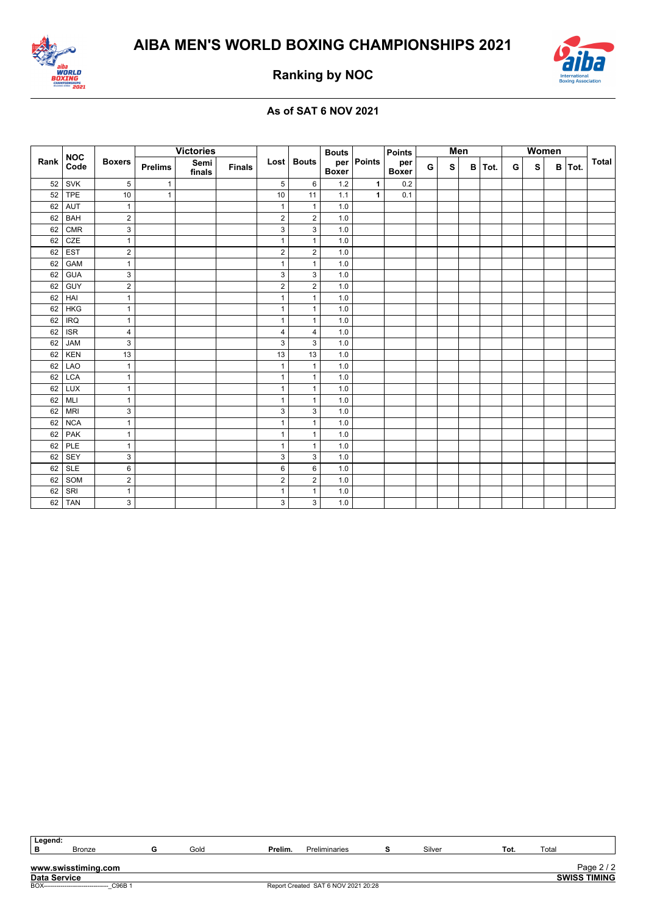# AIBA MEN'S WORLD BOXING CHAMPIONSHIPS 2021

## Ranking by NOC

### As of SAT 6 NOV 2021

| Rank | NOC Code | Boxers | Victories | | | Lost | Bouts | Bouts per Boxer | Points | Points per Boxer | Men | | | | Women | | | | Total |
|---|---|---|---|---|---|---|---|---|---|---|---|---|---|---|---|---|---|---|---|
| | | | Prelims | Semi finals | Finals | | | | | | G | S | B | Tot. | G | S | B | Tot. | |
| 52 | SVK | 5 | 1 | | | 5 | 6 | 1.2 | 1 | 0.2 | | | | | | | | | |
| 52 | TPE | 10 | 1 | | | 10 | 11 | 1.1 | 1 | 0.1 | | | | | | | | | |
| 62 | AUT | 1 | | | | 1 | 1 | 1.0 | | | | | | | | | | | |
| 62 | BAH | 2 | | | | 2 | 2 | 1.0 | | | | | | | | | | | |
| 62 | CMR | 3 | | | | 3 | 3 | 1.0 | | | | | | | | | | | |
| 62 | CZE | 1 | | | | 1 | 1 | 1.0 | | | | | | | | | | | |
| 62 | EST | 2 | | | | 2 | 2 | 1.0 | | | | | | | | | | | |
| 62 | GAM | 1 | | | | 1 | 1 | 1.0 | | | | | | | | | | | |
| 62 | GUA | 3 | | | | 3 | 3 | 1.0 | | | | | | | | | | | |
| 62 | GUY | 2 | | | | 2 | 2 | 1.0 | | | | | | | | | | | |
| 62 | HAI | 1 | | | | 1 | 1 | 1.0 | | | | | | | | | | | |
| 62 | HKG | 1 | | | | 1 | 1 | 1.0 | | | | | | | | | | | |
| 62 | IRQ | 1 | | | | 1 | 1 | 1.0 | | | | | | | | | | | |
| 62 | ISR | 4 | | | | 4 | 4 | 1.0 | | | | | | | | | | | |
| 62 | JAM | 3 | | | | 3 | 3 | 1.0 | | | | | | | | | | | |
| 62 | KEN | 13 | | | | 13 | 13 | 1.0 | | | | | | | | | | | |
| 62 | LAO | 1 | | | | 1 | 1 | 1.0 | | | | | | | | | | | |
| 62 | LCA | 1 | | | | 1 | 1 | 1.0 | | | | | | | | | | | |
| 62 | LUX | 1 | | | | 1 | 1 | 1.0 | | | | | | | | | | | |
| 62 | MLI | 1 | | | | 1 | 1 | 1.0 | | | | | | | | | | | |
| 62 | MRI | 3 | | | | 3 | 3 | 1.0 | | | | | | | | | | | |
| 62 | NCA | 1 | | | | 1 | 1 | 1.0 | | | | | | | | | | | |
| 62 | PAK | 1 | | | | 1 | 1 | 1.0 | | | | | | | | | | | |
| 62 | PLE | 1 | | | | 1 | 1 | 1.0 | | | | | | | | | | | |
| 62 | SEY | 3 | | | | 3 | 3 | 1.0 | | | | | | | | | | | |
| 62 | SLE | 6 | | | | 6 | 6 | 1.0 | | | | | | | | | | | |
| 62 | SOM | 2 | | | | 2 | 2 | 1.0 | | | | | | | | | | | |
| 62 | SRI | 1 | | | | 1 | 1 | 1.0 | | | | | | | | | | | |
| 62 | TAN | 3 | | | | 3 | 3 | 1.0 | | | | | | | | | | | |

**Legend:**
B Bronze | G Gold | Prelim. Preliminaries | S Silver | Tot. Total

www.swisstiming.com
Data Service
SWISS TIMING
BOX-------------------------------_C96B 1
Report Created SAT 6 NOV 2021 20:28